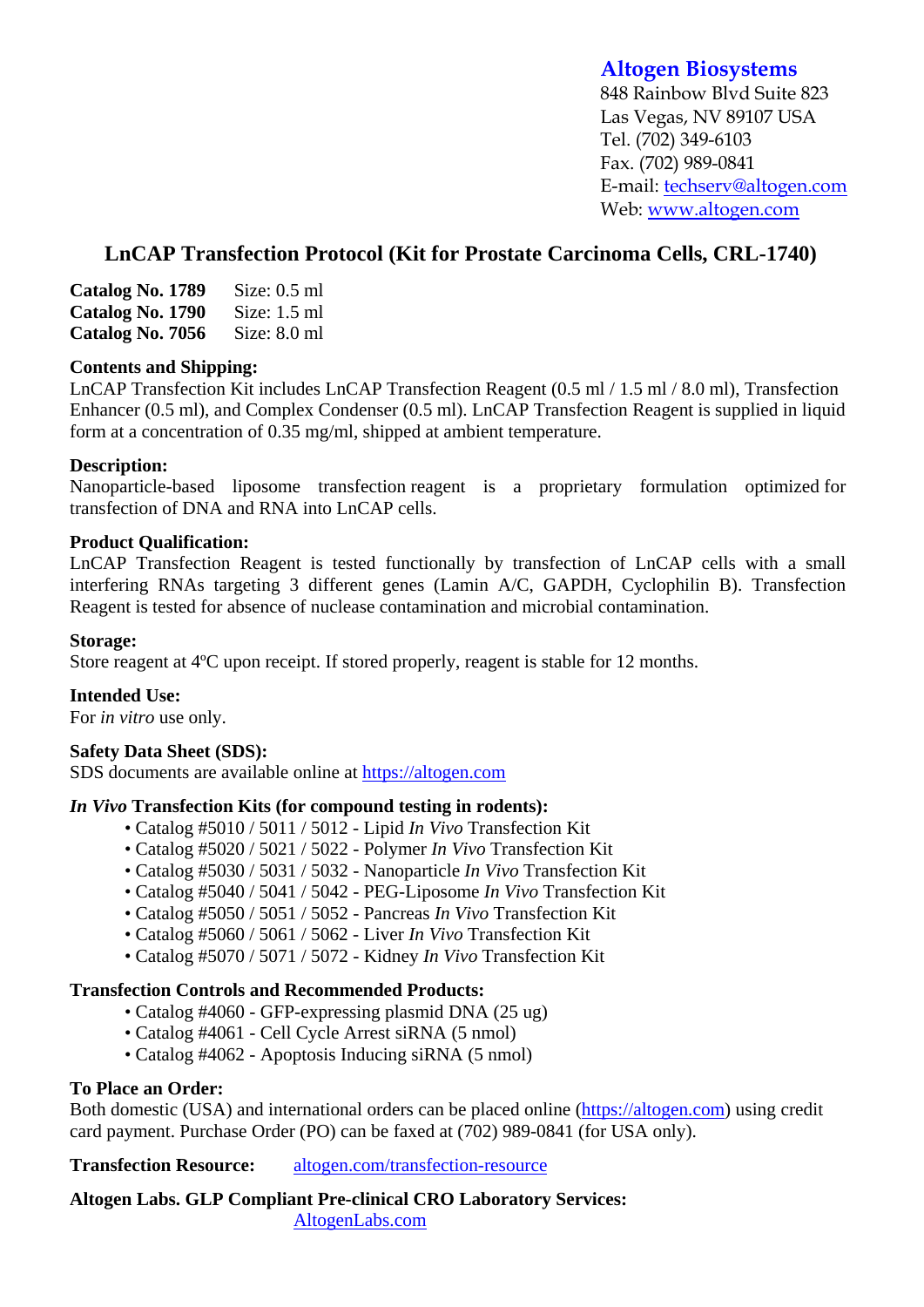**Altogen Biosystems**
848 Rainbow Blvd Suite 823
Las Vegas, NV 89107 USA
Tel. (702) 349-6103
Fax. (702) 989-0841
E-mail: techserv@altogen.com
Web: www.altogen.com

# LnCAP Transfection Protocol (Kit for Prostate Carcinoma Cells, CRL-1740)

**Catalog No. 1789** Size: 0.5 ml
**Catalog No. 1790** Size: 1.5 ml
**Catalog No. 7056** Size: 8.0 ml

**Contents and Shipping:**
LnCAP Transfection Kit includes LnCAP Transfection Reagent (0.5 ml / 1.5 ml / 8.0 ml), Transfection Enhancer (0.5 ml), and Complex Condenser (0.5 ml). LnCAP Transfection Reagent is supplied in liquid form at a concentration of 0.35 mg/ml, shipped at ambient temperature.

**Description:**
Nanoparticle-based liposome transfection reagent is a proprietary formulation optimized for transfection of DNA and RNA into LnCAP cells.

**Product Qualification:**
LnCAP Transfection Reagent is tested functionally by transfection of LnCAP cells with a small interfering RNAs targeting 3 different genes (Lamin A/C, GAPDH, Cyclophilin B). Transfection Reagent is tested for absence of nuclease contamination and microbial contamination.

**Storage:**
Store reagent at 4ºC upon receipt. If stored properly, reagent is stable for 12 months.

**Intended Use:**
For *in vitro* use only.

**Safety Data Sheet (SDS):**
SDS documents are available online at https://altogen.com

***In Vivo* Transfection Kits (for compound testing in rodents):**

- Catalog #5010 / 5011 / 5012 - Lipid *In Vivo* Transfection Kit
- Catalog #5020 / 5021 / 5022 - Polymer *In Vivo* Transfection Kit
- Catalog #5030 / 5031 / 5032 - Nanoparticle *In Vivo* Transfection Kit
- Catalog #5040 / 5041 / 5042 - PEG-Liposome *In Vivo* Transfection Kit
- Catalog #5050 / 5051 / 5052 - Pancreas *In Vivo* Transfection Kit
- Catalog #5060 / 5061 / 5062 - Liver *In Vivo* Transfection Kit
- Catalog #5070 / 5071 / 5072 - Kidney *In Vivo* Transfection Kit

**Transfection Controls and Recommended Products:**

- Catalog #4060 - GFP-expressing plasmid DNA (25 ug)
- Catalog #4061 - Cell Cycle Arrest siRNA (5 nmol)
- Catalog #4062 - Apoptosis Inducing siRNA (5 nmol)

**To Place an Order:**
Both domestic (USA) and international orders can be placed online (https://altogen.com) using credit card payment. Purchase Order (PO) can be faxed at (702) 989-0841 (for USA only).

**Transfection Resource:** altogen.com/transfection-resource

**Altogen Labs. GLP Compliant Pre-clinical CRO Laboratory Services:**
AltogenLabs.com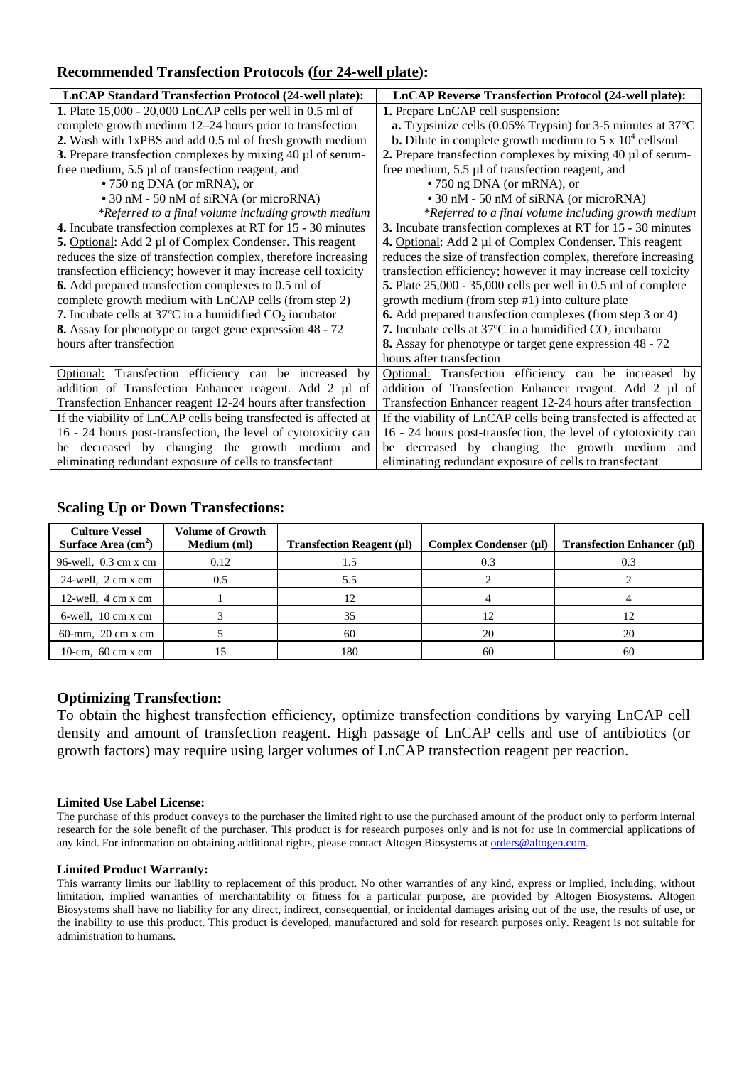## Recommended Transfection Protocols (for 24-well plate):

| LnCAP Standard Transfection Protocol (24-well plate): | LnCAP Reverse Transfection Protocol (24-well plate): |
|---|---|
| **1.** Plate 15,000 - 20,000 LnCAP cells per well in 0.5 ml of complete growth medium 12–24 hours prior to transfection<br>**2.** Wash with 1xPBS and add 0.5 ml of fresh growth medium<br>**3.** Prepare transfection complexes by mixing 40 µl of serum-free medium, 5.5 µl of transfection reagent, and<br>• 750 ng DNA (or mRNA), or<br>• 30 nM - 50 nM of siRNA (or microRNA)<br>*\*Referred to a final volume including growth medium*<br>**4.** Incubate transfection complexes at RT for 15 - 30 minutes<br>**5.** Optional: Add 2 µl of Complex Condenser. This reagent reduces the size of transfection complex, therefore increasing transfection efficiency; however it may increase cell toxicity<br>**6.** Add prepared transfection complexes to 0.5 ml of complete growth medium with LnCAP cells (from step 2)<br>**7.** Incubate cells at 37ºC in a humidified $CO_2$ incubator<br>**8.** Assay for phenotype or target gene expression 48 - 72 hours after transfection | **1.** Prepare LnCAP cell suspension:<br>**a.** Trypsinize cells (0.05% Trypsin) for 3-5 minutes at 37°C<br>**b.** Dilute in complete growth medium to $5 \times 10^4$ cells/ml<br>**2.** Prepare transfection complexes by mixing 40 µl of serum-free medium, 5.5 µl of transfection reagent, and<br>• 750 ng DNA (or mRNA), or<br>• 30 nM - 50 nM of siRNA (or microRNA)<br>*\*Referred to a final volume including growth medium*<br>**3.** Incubate transfection complexes at RT for 15 - 30 minutes<br>**4.** Optional: Add 2 µl of Complex Condenser. This reagent reduces the size of transfection complex, therefore increasing transfection efficiency; however it may increase cell toxicity<br>**5.** Plate 25,000 - 35,000 cells per well in 0.5 ml of complete growth medium (from step #1) into culture plate<br>**6.** Add prepared transfection complexes (from step 3 or 4)<br>**7.** Incubate cells at 37ºC in a humidified $CO_2$ incubator<br>**8.** Assay for phenotype or target gene expression 48 - 72 hours after transfection |
| Optional: Transfection efficiency can be increased by addition of Transfection Enhancer reagent. Add 2 µl of Transfection Enhancer reagent 12-24 hours after transfection | Optional: Transfection efficiency can be increased by addition of Transfection Enhancer reagent. Add 2 µl of Transfection Enhancer reagent 12-24 hours after transfection |
| If the viability of LnCAP cells being transfected is affected at 16 - 24 hours post-transfection, the level of cytotoxicity can be decreased by changing the growth medium and eliminating redundant exposure of cells to transfectant | If the viability of LnCAP cells being transfected is affected at 16 - 24 hours post-transfection, the level of cytotoxicity can be decreased by changing the growth medium and eliminating redundant exposure of cells to transfectant |

## Scaling Up or Down Transfections:

| Culture Vessel Surface Area ($cm^2$) | Volume of Growth Medium (ml) | Transfection Reagent (µl) | Complex Condenser (µl) | Transfection Enhancer (µl) |
|---|---|---|---|---|
| 96-well, 0.3 cm x cm | 0.12 | 1.5 | 0.3 | 0.3 |
| 24-well, 2 cm x cm | 0.5 | 5.5 | 2 | 2 |
| 12-well, 4 cm x cm | 1 | 12 | 4 | 4 |
| 6-well, 10 cm x cm | 3 | 35 | 12 | 12 |
| 60-mm, 20 cm x cm | 5 | 60 | 20 | 20 |
| 10-cm, 60 cm x cm | 15 | 180 | 60 | 60 |

## Optimizing Transfection:

To obtain the highest transfection efficiency, optimize transfection conditions by varying LnCAP cell density and amount of transfection reagent. High passage of LnCAP cells and use of antibiotics (or growth factors) may require using larger volumes of LnCAP transfection reagent per reaction.

#### Limited Use Label License:

The purchase of this product conveys to the purchaser the limited right to use the purchased amount of the product only to perform internal research for the sole benefit of the purchaser. This product is for research purposes only and is not for use in commercial applications of any kind. For information on obtaining additional rights, please contact Altogen Biosystems at orders@altogen.com.

#### Limited Product Warranty:

This warranty limits our liability to replacement of this product. No other warranties of any kind, express or implied, including, without limitation, implied warranties of merchantability or fitness for a particular purpose, are provided by Altogen Biosystems. Altogen Biosystems shall have no liability for any direct, indirect, consequential, or incidental damages arising out of the use, the results of use, or the inability to use this product. This product is developed, manufactured and sold for research purposes only. Reagent is not suitable for administration to humans.